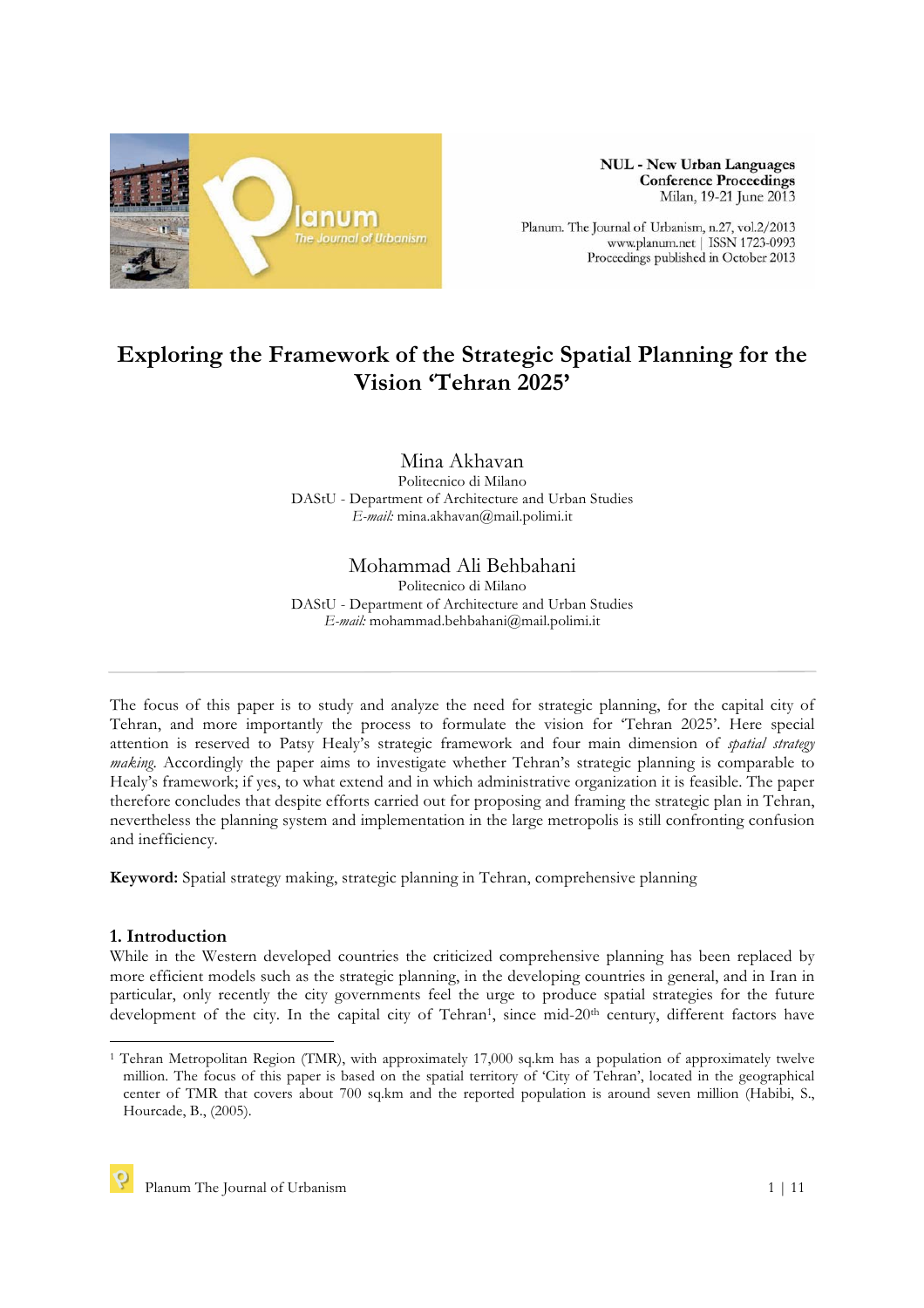# Exploring the Framework of the Strategic Spatial Planning for the Vision 'Tehran 2025'

Mina Akhavan
Politecnico di Milano
DAStU - Department of Architecture and Urban Studies
*E-mail:* mina.akhavan@mail.polimi.it

Mohammad Ali Behbahani
Politecnico di Milano
DAStU - Department of Architecture and Urban Studies
*E-mail:* mohammad.behbahani@mail.polimi.it

The focus of this paper is to study and analyze the need for strategic planning, for the capital city of Tehran, and more importantly the process to formulate the vision for 'Tehran 2025'. Here special attention is reserved to Patsy Healy's strategic framework and four main dimension of *spatial strategy making*. Accordingly the paper aims to investigate whether Tehran's strategic planning is comparable to Healy's framework; if yes, to what extend and in which administrative organization it is feasible. The paper therefore concludes that despite efforts carried out for proposing and framing the strategic plan in Tehran, nevertheless the planning system and implementation in the large metropolis is still confronting confusion and inefficiency.

**Keyword:** Spatial strategy making, strategic planning in Tehran, comprehensive planning

## 1. Introduction

While in the Western developed countries the criticized comprehensive planning has been replaced by more efficient models such as the strategic planning, in the developing countries in general, and in Iran in particular, only recently the city governments feel the urge to produce spatial strategies for the future development of the city. In the capital city of Tehran[1], since mid-20th century, different factors have

[1] Tehran Metropolitan Region (TMR), with approximately 17,000 sq.km has a population of approximately twelve million. The focus of this paper is based on the spatial territory of 'City of Tehran', located in the geographical center of TMR that covers about 700 sq.km and the reported population is around seven million (Habibi, S., Hourcade, B., (2005).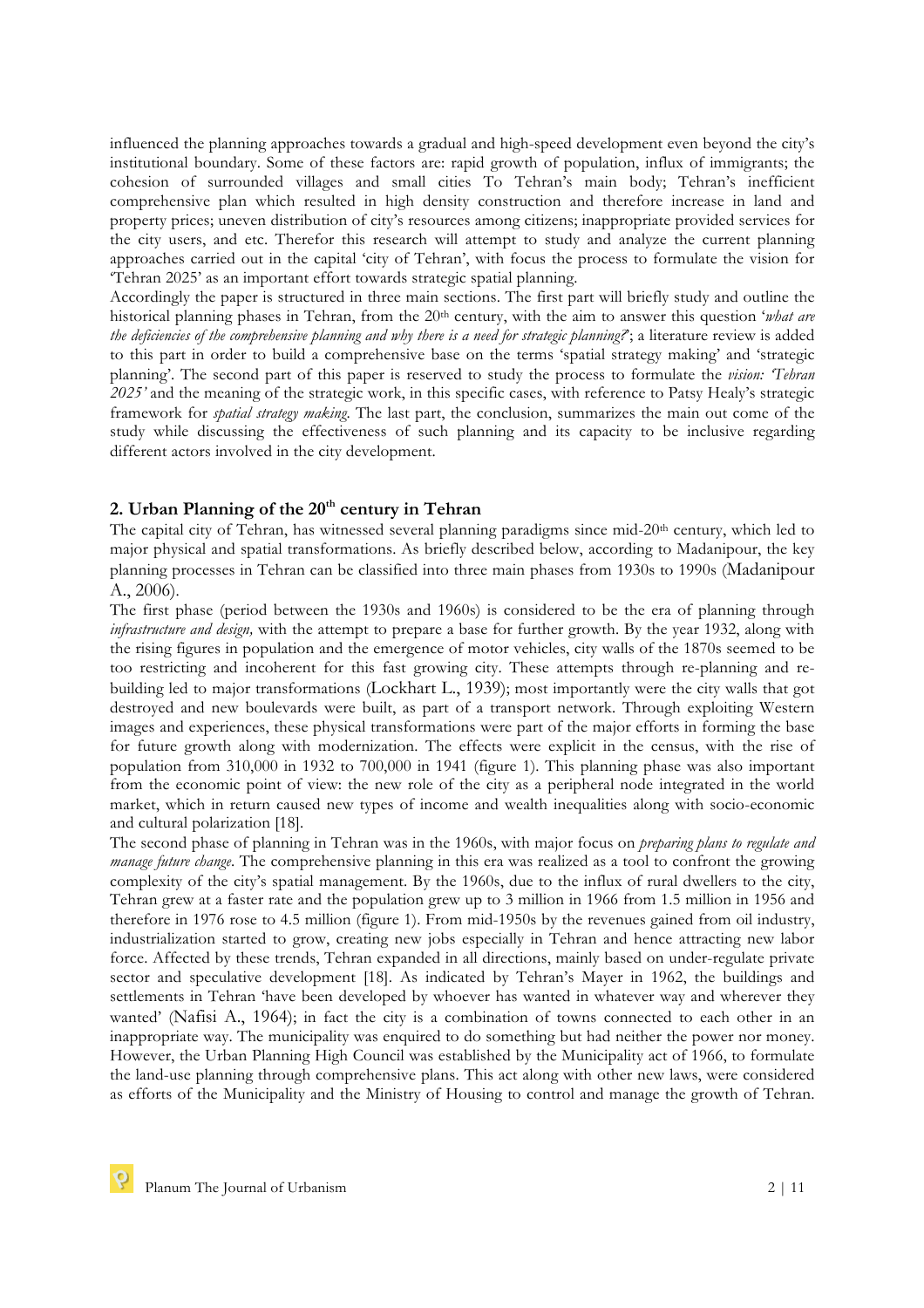influenced the planning approaches towards a gradual and high-speed development even beyond the city's institutional boundary. Some of these factors are: rapid growth of population, influx of immigrants; the cohesion of surrounded villages and small cities To Tehran's main body; Tehran's inefficient comprehensive plan which resulted in high density construction and therefore increase in land and property prices; uneven distribution of city's resources among citizens; inappropriate provided services for the city users, and etc. Therefor this research will attempt to study and analyze the current planning approaches carried out in the capital 'city of Tehran', with focus the process to formulate the vision for 'Tehran 2025' as an important effort towards strategic spatial planning.

Accordingly the paper is structured in three main sections. The first part will briefly study and outline the historical planning phases in Tehran, from the 20th century, with the aim to answer this question '*what are the deficiencies of the comprehensive planning and why there is a need for strategic planning?*'; a literature review is added to this part in order to build a comprehensive base on the terms 'spatial strategy making' and 'strategic planning'. The second part of this paper is reserved to study the process to formulate the *vision: 'Tehran 2025'* and the meaning of the strategic work, in this specific cases, with reference to Patsy Healy's strategic framework for *spatial strategy making*. The last part, the conclusion, summarizes the main out come of the study while discussing the effectiveness of such planning and its capacity to be inclusive regarding different actors involved in the city development.

## 2. Urban Planning of the 20th century in Tehran

The capital city of Tehran, has witnessed several planning paradigms since mid-20th century, which led to major physical and spatial transformations. As briefly described below, according to Madanipour, the key planning processes in Tehran can be classified into three main phases from 1930s to 1990s (Madanipour A., 2006).

The first phase (period between the 1930s and 1960s) is considered to be the era of planning through *infrastructure and design,* with the attempt to prepare a base for further growth. By the year 1932, along with the rising figures in population and the emergence of motor vehicles, city walls of the 1870s seemed to be too restricting and incoherent for this fast growing city. These attempts through re-planning and re-building led to major transformations (Lockhart L., 1939); most importantly were the city walls that got destroyed and new boulevards were built, as part of a transport network. Through exploiting Western images and experiences, these physical transformations were part of the major efforts in forming the base for future growth along with modernization. The effects were explicit in the census, with the rise of population from 310,000 in 1932 to 700,000 in 1941 (figure 1). This planning phase was also important from the economic point of view: the new role of the city as a peripheral node integrated in the world market, which in return caused new types of income and wealth inequalities along with socio-economic and cultural polarization [18].

The second phase of planning in Tehran was in the 1960s, with major focus on *preparing plans to regulate and manage future change*. The comprehensive planning in this era was realized as a tool to confront the growing complexity of the city's spatial management. By the 1960s, due to the influx of rural dwellers to the city, Tehran grew at a faster rate and the population grew up to 3 million in 1966 from 1.5 million in 1956 and therefore in 1976 rose to 4.5 million (figure 1). From mid-1950s by the revenues gained from oil industry, industrialization started to grow, creating new jobs especially in Tehran and hence attracting new labor force. Affected by these trends, Tehran expanded in all directions, mainly based on under-regulate private sector and speculative development [18]. As indicated by Tehran's Mayer in 1962, the buildings and settlements in Tehran 'have been developed by whoever has wanted in whatever way and wherever they wanted' (Nafisi A., 1964); in fact the city is a combination of towns connected to each other in an inappropriate way. The municipality was enquired to do something but had neither the power nor money. However, the Urban Planning High Council was established by the Municipality act of 1966, to formulate the land-use planning through comprehensive plans. This act along with other new laws, were considered as efforts of the Municipality and the Ministry of Housing to control and manage the growth of Tehran.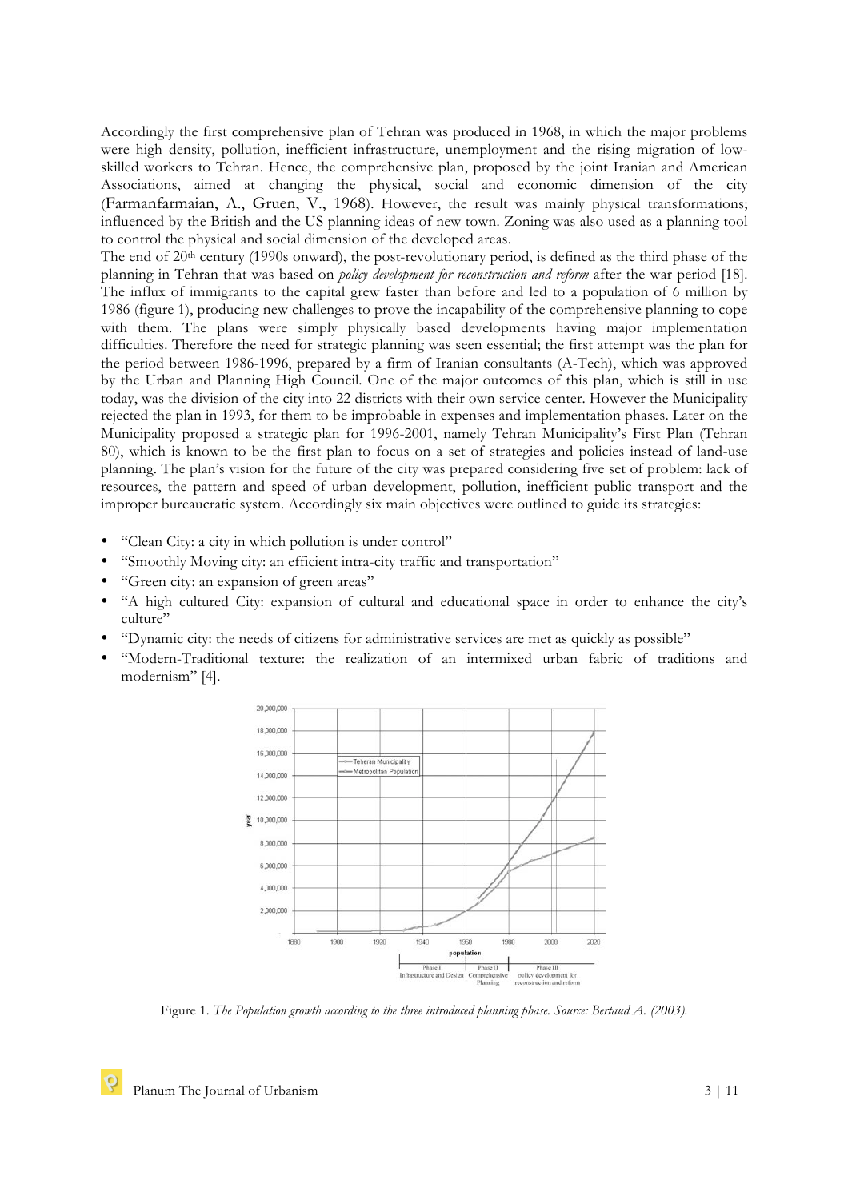Accordingly the first comprehensive plan of Tehran was produced in 1968, in which the major problems were high density, pollution, inefficient infrastructure, unemployment and the rising migration of low-skilled workers to Tehran. Hence, the comprehensive plan, proposed by the joint Iranian and American Associations, aimed at changing the physical, social and economic dimension of the city (Farmanfarmaian, A., Gruen, V., 1968). However, the result was mainly physical transformations; influenced by the British and the US planning ideas of new town. Zoning was also used as a planning tool to control the physical and social dimension of the developed areas.

The end of 20th century (1990s onward), the post-revolutionary period, is defined as the third phase of the planning in Tehran that was based on *policy development for reconstruction and reform* after the war period [18]. The influx of immigrants to the capital grew faster than before and led to a population of 6 million by 1986 (figure 1), producing new challenges to prove the incapability of the comprehensive planning to cope with them. The plans were simply physically based developments having major implementation difficulties. Therefore the need for strategic planning was seen essential; the first attempt was the plan for the period between 1986-1996, prepared by a firm of Iranian consultants (A-Tech), which was approved by the Urban and Planning High Council. One of the major outcomes of this plan, which is still in use today, was the division of the city into 22 districts with their own service center. However the Municipality rejected the plan in 1993, for them to be improbable in expenses and implementation phases. Later on the Municipality proposed a strategic plan for 1996-2001, namely Tehran Municipality's First Plan (Tehran 80), which is known to be the first plan to focus on a set of strategies and policies instead of land-use planning. The plan's vision for the future of the city was prepared considering five set of problem: lack of resources, the pattern and speed of urban development, pollution, inefficient public transport and the improper bureaucratic system. Accordingly six main objectives were outlined to guide its strategies:

- "Clean City: a city in which pollution is under control"
- "Smoothly Moving city: an efficient intra-city traffic and transportation"
- "Green city: an expansion of green areas"
- "A high cultured City: expansion of cultural and educational space in order to enhance the city's culture"
- "Dynamic city: the needs of citizens for administrative services are met as quickly as possible"
- "Modern-Traditional texture: the realization of an intermixed urban fabric of traditions and modernism" [4].

Figure 1. *The Population growth according to the three introduced planning phase. Source: Bertaud A. (2003).*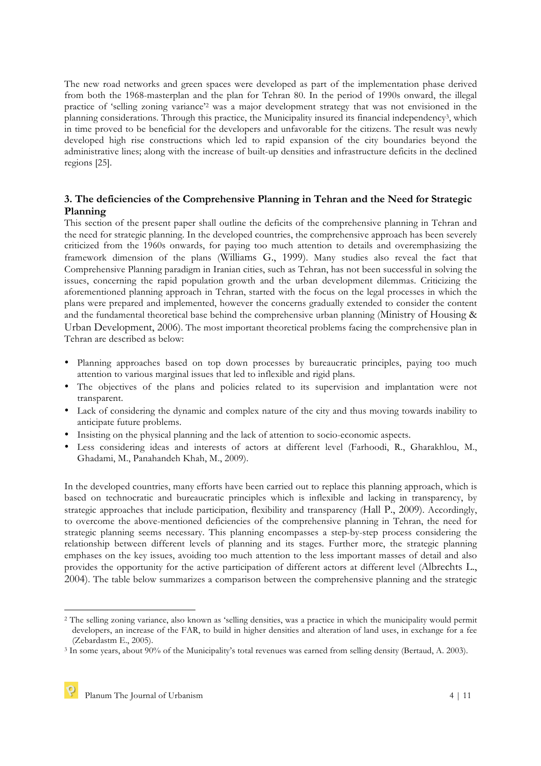The new road networks and green spaces were developed as part of the implementation phase derived from both the 1968-masterplan and the plan for Tehran 80. In the period of 1990s onward, the illegal practice of 'selling zoning variance'[2] was a major development strategy that was not envisioned in the planning considerations. Through this practice, the Municipality insured its financial independency[3], which in time proved to be beneficial for the developers and unfavorable for the citizens. The result was newly developed high rise constructions which led to rapid expansion of the city boundaries beyond the administrative lines; along with the increase of built-up densities and infrastructure deficits in the declined regions [25].

## 3. The deficiencies of the Comprehensive Planning in Tehran and the Need for Strategic Planning

This section of the present paper shall outline the deficits of the comprehensive planning in Tehran and the need for strategic planning. In the developed countries, the comprehensive approach has been severely criticized from the 1960s onwards, for paying too much attention to details and overemphasizing the framework dimension of the plans (Williams G., 1999). Many studies also reveal the fact that Comprehensive Planning paradigm in Iranian cities, such as Tehran, has not been successful in solving the issues, concerning the rapid population growth and the urban development dilemmas. Criticizing the aforementioned planning approach in Tehran, started with the focus on the legal processes in which the plans were prepared and implemented, however the concerns gradually extended to consider the content and the fundamental theoretical base behind the comprehensive urban planning (Ministry of Housing & Urban Development, 2006). The most important theoretical problems facing the comprehensive plan in Tehran are described as below:

- Planning approaches based on top down processes by bureaucratic principles, paying too much attention to various marginal issues that led to inflexible and rigid plans.
- The objectives of the plans and policies related to its supervision and implantation were not transparent.
- Lack of considering the dynamic and complex nature of the city and thus moving towards inability to anticipate future problems.
- Insisting on the physical planning and the lack of attention to socio-economic aspects.
- Less considering ideas and interests of actors at different level (Farhoodi, R., Gharakhlou, M., Ghadami, M., Panahandeh Khah, M., 2009).

In the developed countries, many efforts have been carried out to replace this planning approach, which is based on technocratic and bureaucratic principles which is inflexible and lacking in transparency, by strategic approaches that include participation, flexibility and transparency (Hall P., 2009). Accordingly, to overcome the above-mentioned deficiencies of the comprehensive planning in Tehran, the need for strategic planning seems necessary. This planning encompasses a step-by-step process considering the relationship between different levels of planning and its stages. Further more, the strategic planning emphases on the key issues, avoiding too much attention to the less important masses of detail and also provides the opportunity for the active participation of different actors at different level (Albrechts L., 2004). The table below summarizes a comparison between the comprehensive planning and the strategic

[2] The selling zoning variance, also known as 'selling densities, was a practice in which the municipality would permit developers, an increase of the FAR, to build in higher densities and alteration of land uses, in exchange for a fee (Zebardastm E., 2005).

[3] In some years, about 90% of the Municipality's total revenues was earned from selling density (Bertaud, A. 2003).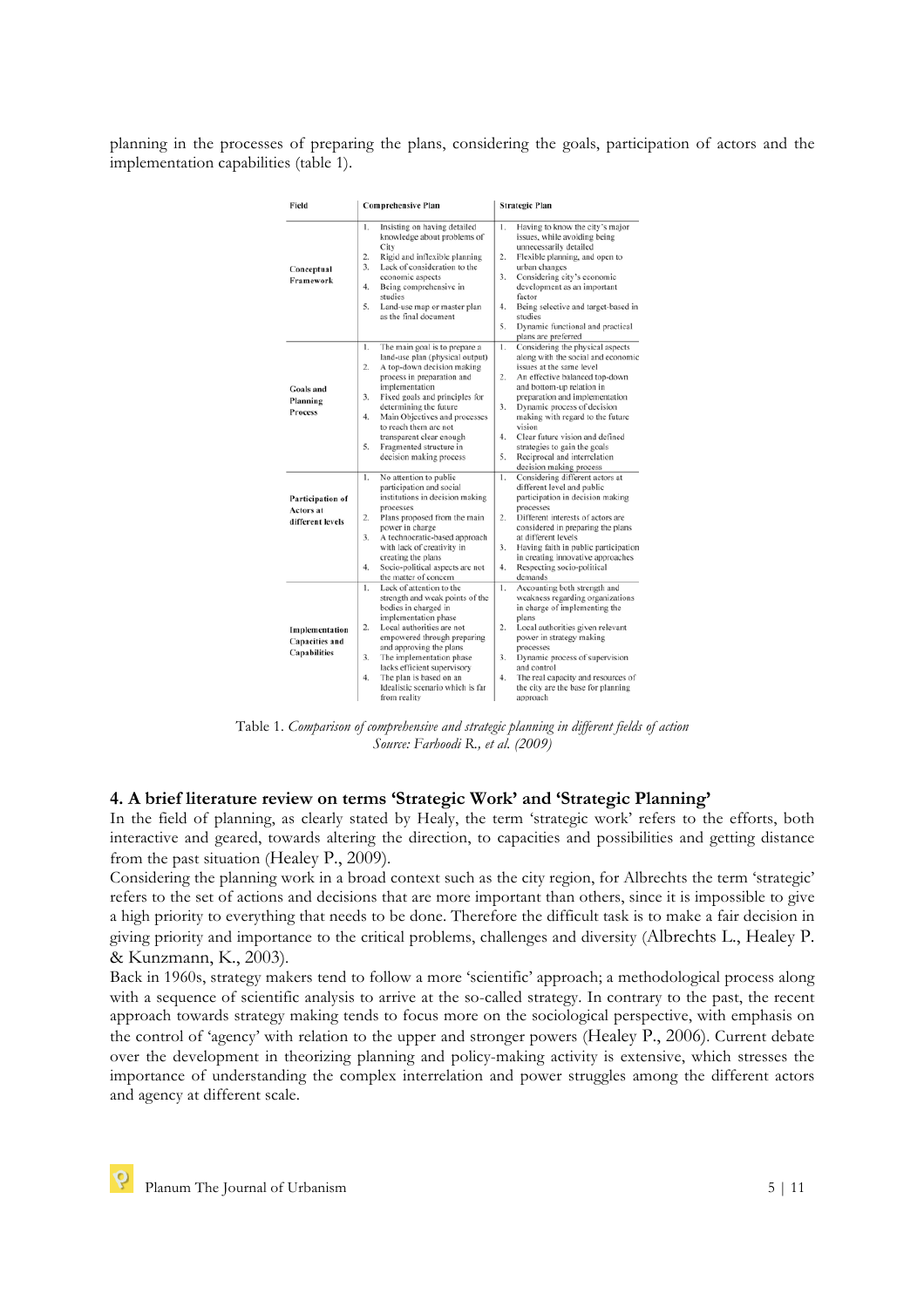planning in the processes of preparing the plans, considering the goals, participation of actors and the implementation capabilities (table 1).

| Field | Comprehensive Plan | Strategic Plan |
|---|---|---|
| Conceptual Framework | 1. Insisting on having detailed knowledge about problems of City<br>2. Rigid and inflexible planning<br>3. Lack of consideration to the economic aspects<br>4. Being comprehensive in studies<br>5. Land-use map or master plan as the final document | 1. Having to know the city's major issues, while avoiding being unnecessarily detailed<br>2. Flexible planning, and open to urban changes<br>3. Considering city's economic development as an important factor<br>4. Being selective and target-based in studies<br>5. Dynamic functional and practical plans are preferred |
| Goals and Planning Process | 1. The main goal is to prepare a land-use plan (physical output)<br>2. A top-down decision making process in preparation and implementation<br>3. Fixed goals and principles for determining the future<br>4. Main Objectives and processes to reach them are not transparent clear enough<br>5. Fragmented structure in decision making process | 1. Considering the physical aspects along with the social and economic issues at the same level<br>2. An effective balanced top-down and bottom-up relation in preparation and implementation<br>3. Dynamic process of decision making with regard to the future vision<br>4. Clear future vision and defined strategies to gain the goals<br>5. Reciprocal and interrelation decision making process |
| Participation of Actors at different levels | 1. No attention to public participation and social institutions in decision making processes<br>2. Plans proposed from the main power in charge<br>3. A technocratic-based approach with lack of creativity in creating the plans<br>4. Socio-political aspects are not the matter of concern | 1. Considering different actors at different level and public participation in decision making processes<br>2. Different interests of actors are considered in preparing the plans at different levels<br>3. Having faith in public participation in creating innovative approaches<br>4. Respecting socio-political demands |
| Implementation Capacities and Capabilities | 1. Lack of attention to the strength and weak points of the bodies in charged in implementation phase<br>2. Local authorities are not empowered through preparing and approving the plans<br>3. The implementation phase lacks efficient supervisory<br>4. The plan is based on an Idealistic scenario which is far from reality | 1. Accounting both strength and weakness regarding organizations in charge of implementing the plans<br>2. Local authorities given relevant power in strategy making processes<br>3. Dynamic process of supervision and control<br>4. The real capacity and resources of the city are the base for planning approach |

Table 1. *Comparison of comprehensive and strategic planning in different fields of action*
*Source: Farhoodi R., et al. (2009)*

## 4. A brief literature review on terms 'Strategic Work' and 'Strategic Planning'

In the field of planning, as clearly stated by Healy, the term 'strategic work' refers to the efforts, both interactive and geared, towards altering the direction, to capacities and possibilities and getting distance from the past situation (Healey P., 2009).

Considering the planning work in a broad context such as the city region, for Albrechts the term 'strategic' refers to the set of actions and decisions that are more important than others, since it is impossible to give a high priority to everything that needs to be done. Therefore the difficult task is to make a fair decision in giving priority and importance to the critical problems, challenges and diversity (Albrechts L., Healey P. & Kunzmann, K., 2003).

Back in 1960s, strategy makers tend to follow a more 'scientific' approach; a methodological process along with a sequence of scientific analysis to arrive at the so-called strategy. In contrary to the past, the recent approach towards strategy making tends to focus more on the sociological perspective, with emphasis on the control of 'agency' with relation to the upper and stronger powers (Healey P., 2006). Current debate over the development in theorizing planning and policy-making activity is extensive, which stresses the importance of understanding the complex interrelation and power struggles among the different actors and agency at different scale.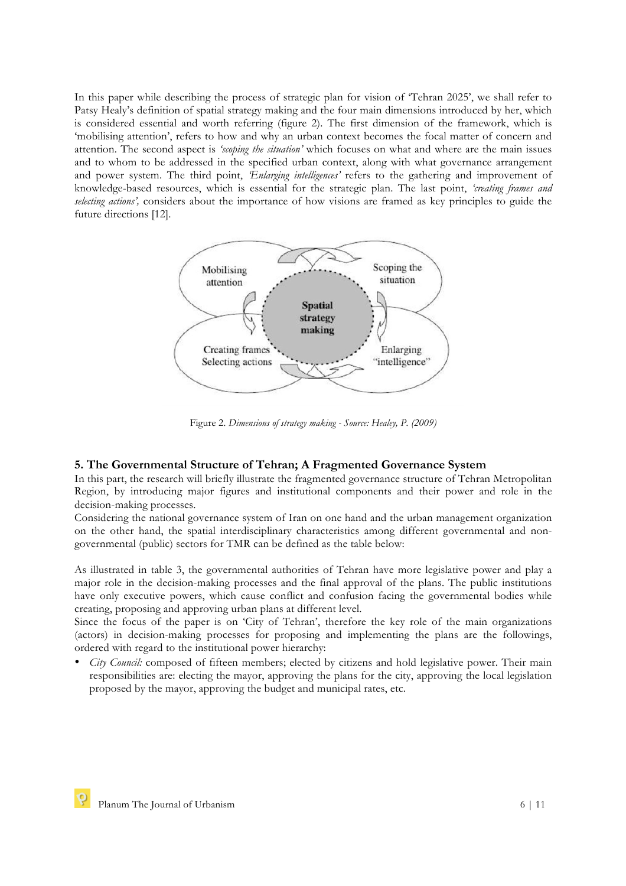In this paper while describing the process of strategic plan for vision of 'Tehran 2025', we shall refer to Patsy Healy's definition of spatial strategy making and the four main dimensions introduced by her, which is considered essential and worth referring (figure 2). The first dimension of the framework, which is 'mobilising attention', refers to how and why an urban context becomes the focal matter of concern and attention. The second aspect is *'scoping the situation'* which focuses on what and where are the main issues and to whom to be addressed in the specified urban context, along with what governance arrangement and power system. The third point, *'Enlarging intelligences'* refers to the gathering and improvement of knowledge-based resources, which is essential for the strategic plan. The last point, *'creating frames and selecting actions',* considers about the importance of how visions are framed as key principles to guide the future directions [12].

Figure 2. *Dimensions of strategy making - Source: Healey, P. (2009)*

## 5. The Governmental Structure of Tehran; A Fragmented Governance System

In this part, the research will briefly illustrate the fragmented governance structure of Tehran Metropolitan Region, by introducing major figures and institutional components and their power and role in the decision-making processes.

Considering the national governance system of Iran on one hand and the urban management organization on the other hand, the spatial interdisciplinary characteristics among different governmental and non-governmental (public) sectors for TMR can be defined as the table below:

As illustrated in table 3, the governmental authorities of Tehran have more legislative power and play a major role in the decision-making processes and the final approval of the plans. The public institutions have only executive powers, which cause conflict and confusion facing the governmental bodies while creating, proposing and approving urban plans at different level.

Since the focus of the paper is on 'City of Tehran', therefore the key role of the main organizations (actors) in decision-making processes for proposing and implementing the plans are the followings, ordered with regard to the institutional power hierarchy:

- *City Council:* composed of fifteen members; elected by citizens and hold legislative power. Their main responsibilities are: electing the mayor, approving the plans for the city, approving the local legislation proposed by the mayor, approving the budget and municipal rates, etc.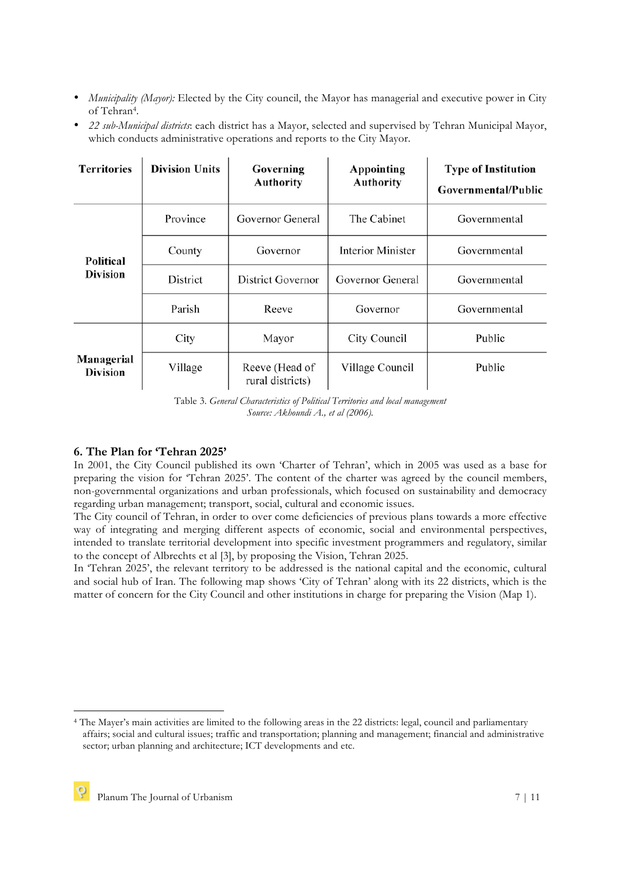- *Municipality (Mayor):* Elected by the City council, the Mayor has managerial and executive power in City of Tehran[4].
- *22 sub-Municipal districts*: each district has a Mayor, selected and supervised by Tehran Municipal Mayor, which conducts administrative operations and reports to the City Mayor.

| Territories | Division Units | Governing Authority | Appointing Authority | Type of Institution Governmental/Public |
|---|---|---|---|---|
| Political Division | Province | Governor General | The Cabinet | Governmental |
| | County | Governor | Interior Minister | Governmental |
| | District | District Governor | Governor General | Governmental |
| | Parish | Reeve | Governor | Governmental |
| Managerial Division | City | Mayor | City Council | Public |
| | Village | Reeve (Head of rural districts) | Village Council | Public |

Table 3. *General Characteristics of Political Territories and local management*
*Source: Akhoundi A., et al (2006).*

### 6. The Plan for 'Tehran 2025'

In 2001, the City Council published its own 'Charter of Tehran', which in 2005 was used as a base for preparing the vision for 'Tehran 2025'. The content of the charter was agreed by the council members, non-governmental organizations and urban professionals, which focused on sustainability and democracy regarding urban management; transport, social, cultural and economic issues.

The City council of Tehran, in order to over come deficiencies of previous plans towards a more effective way of integrating and merging different aspects of economic, social and environmental perspectives, intended to translate territorial development into specific investment programmers and regulatory, similar to the concept of Albrechts et al [3], by proposing the Vision, Tehran 2025.

In 'Tehran 2025', the relevant territory to be addressed is the national capital and the economic, cultural and social hub of Iran. The following map shows 'City of Tehran' along with its 22 districts, which is the matter of concern for the City Council and other institutions in charge for preparing the Vision (Map 1).

---

[4] The Mayer's main activities are limited to the following areas in the 22 districts: legal, council and parliamentary affairs; social and cultural issues; traffic and transportation; planning and management; financial and administrative sector; urban planning and architecture; ICT developments and etc.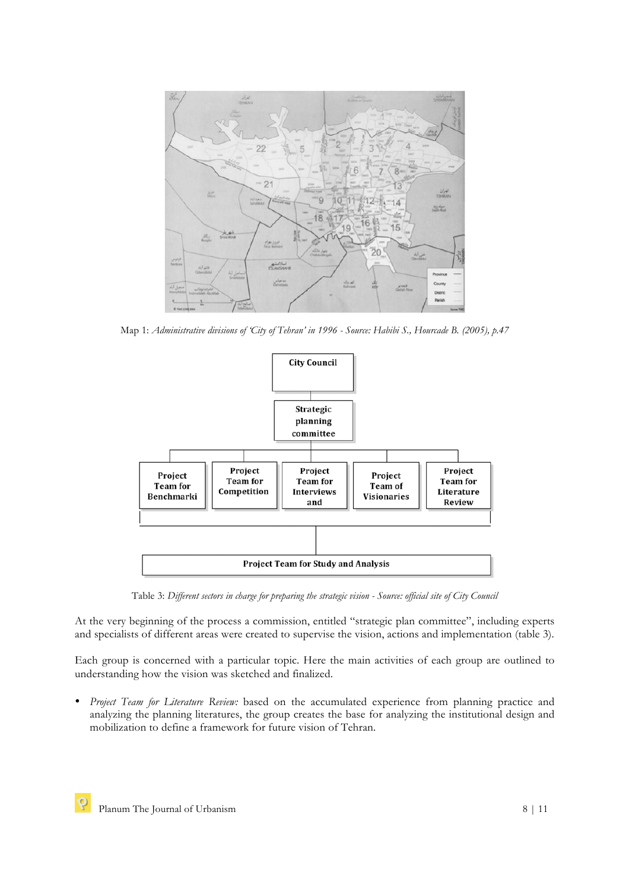Map 1: *Administrative divisions of 'City of Tehran' in 1996 - Source: Habibi S., Hourcade B. (2005), p.47*

Table 3: *Different sectors in charge for preparing the strategic vision - Source: official site of City Council*

At the very beginning of the process a commission, entitled "strategic plan committee", including experts and specialists of different areas were created to supervise the vision, actions and implementation (table 3).

Each group is concerned with a particular topic. Here the main activities of each group are outlined to understanding how the vision was sketched and finalized.

- *Project Team for Literature Review:* based on the accumulated experience from planning practice and analyzing the planning literatures, the group creates the base for analyzing the institutional design and mobilization to define a framework for future vision of Tehran.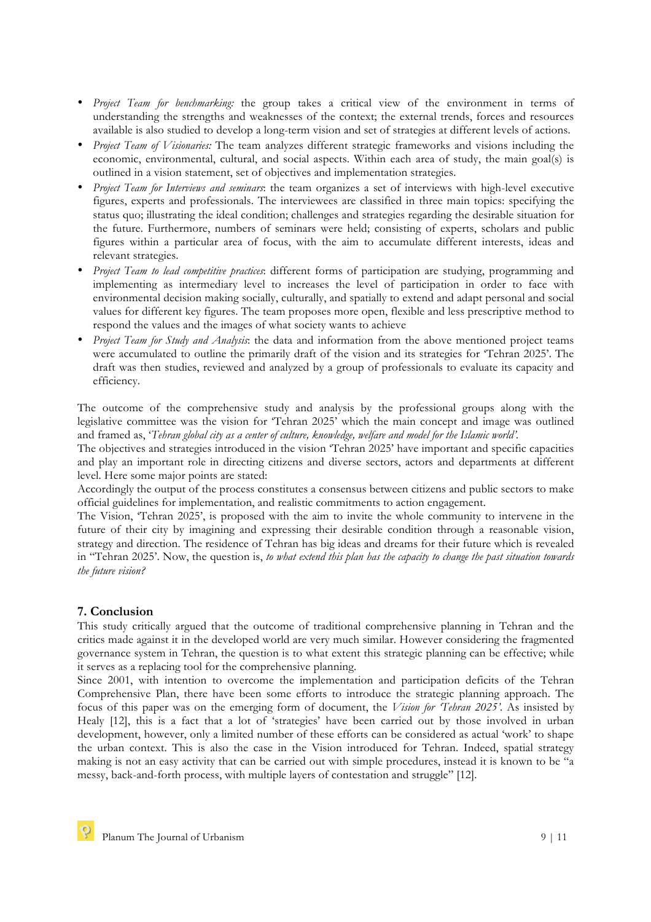- *Project Team for benchmarking:* the group takes a critical view of the environment in terms of understanding the strengths and weaknesses of the context; the external trends, forces and resources available is also studied to develop a long-term vision and set of strategies at different levels of actions.
- *Project Team of Visionaries:* The team analyzes different strategic frameworks and visions including the economic, environmental, cultural, and social aspects. Within each area of study, the main goal(s) is outlined in a vision statement, set of objectives and implementation strategies.
- *Project Team for Interviews and seminars*: the team organizes a set of interviews with high-level executive figures, experts and professionals. The interviewees are classified in three main topics: specifying the status quo; illustrating the ideal condition; challenges and strategies regarding the desirable situation for the future. Furthermore, numbers of seminars were held; consisting of experts, scholars and public figures within a particular area of focus, with the aim to accumulate different interests, ideas and relevant strategies.
- *Project Team to lead competitive practices*: different forms of participation are studying, programming and implementing as intermediary level to increases the level of participation in order to face with environmental decision making socially, culturally, and spatially to extend and adapt personal and social values for different key figures. The team proposes more open, flexible and less prescriptive method to respond the values and the images of what society wants to achieve
- *Project Team for Study and Analysis*: the data and information from the above mentioned project teams were accumulated to outline the primarily draft of the vision and its strategies for 'Tehran 2025'. The draft was then studies, reviewed and analyzed by a group of professionals to evaluate its capacity and efficiency.

The outcome of the comprehensive study and analysis by the professional groups along with the legislative committee was the vision for 'Tehran 2025' which the main concept and image was outlined and framed as, '*Tehran global city as a center of culture, knowledge, welfare and model for the Islamic world'*.

The objectives and strategies introduced in the vision 'Tehran 2025' have important and specific capacities and play an important role in directing citizens and diverse sectors, actors and departments at different level. Here some major points are stated:

Accordingly the output of the process constitutes a consensus between citizens and public sectors to make official guidelines for implementation, and realistic commitments to action engagement.

The Vision, 'Tehran 2025', is proposed with the aim to invite the whole community to intervene in the future of their city by imagining and expressing their desirable condition through a reasonable vision, strategy and direction. The residence of Tehran has big ideas and dreams for their future which is revealed in "Tehran 2025". Now, the question is, *to what extend this plan has the capacity to change the past situation towards the future vision?*

## 7. Conclusion

This study critically argued that the outcome of traditional comprehensive planning in Tehran and the critics made against it in the developed world are very much similar. However considering the fragmented governance system in Tehran, the question is to what extent this strategic planning can be effective; while it serves as a replacing tool for the comprehensive planning.

Since 2001, with intention to overcome the implementation and participation deficits of the Tehran Comprehensive Plan, there have been some efforts to introduce the strategic planning approach. The focus of this paper was on the emerging form of document, the *Vision for 'Tehran 2025'*. As insisted by Healy [12], this is a fact that a lot of 'strategies' have been carried out by those involved in urban development, however, only a limited number of these efforts can be considered as actual 'work' to shape the urban context. This is also the case in the Vision introduced for Tehran. Indeed, spatial strategy making is not an easy activity that can be carried out with simple procedures, instead it is known to be "a messy, back-and-forth process, with multiple layers of contestation and struggle" [12].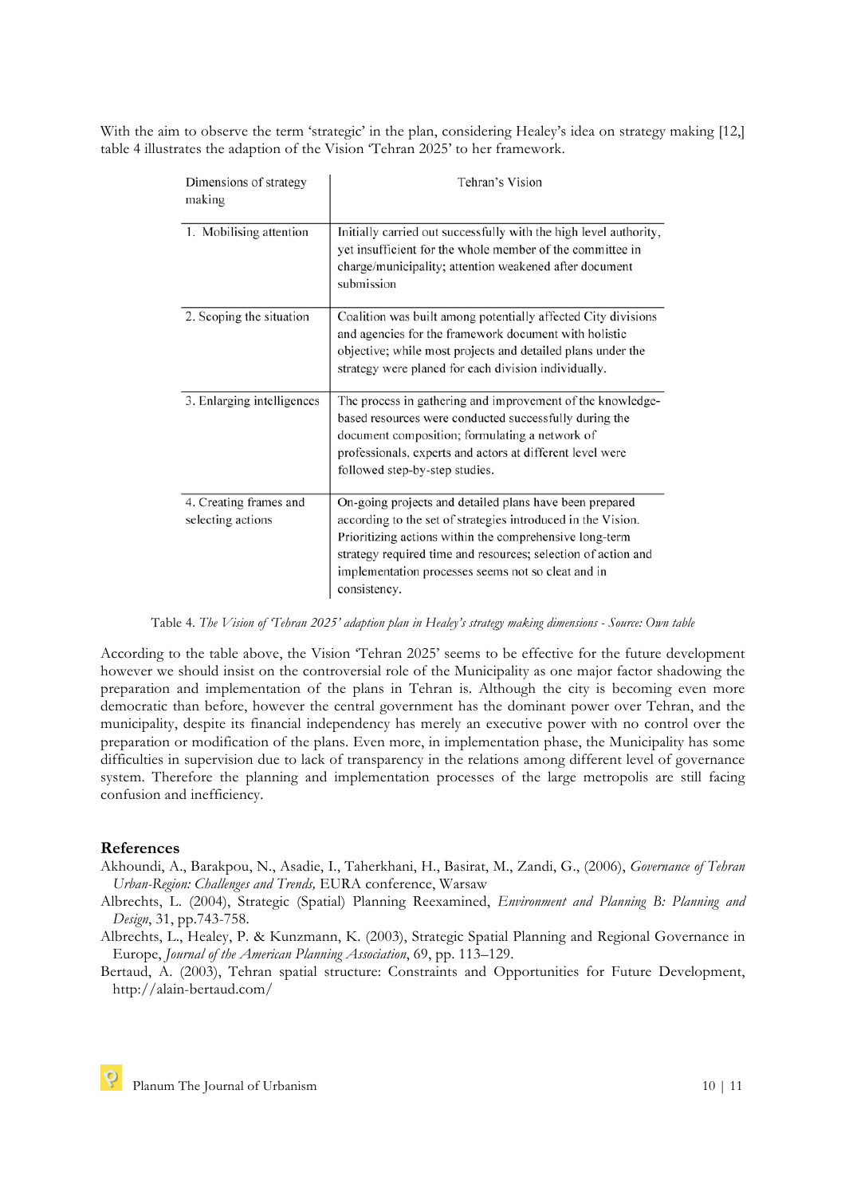With the aim to observe the term 'strategic' in the plan, considering Healey's idea on strategy making [12,] table 4 illustrates the adaption of the Vision 'Tehran 2025' to her framework.

| Dimensions of strategy making | Tehran's Vision |
| --- | --- |
| 1. Mobilising attention | Initially carried out successfully with the high level authority, yet insufficient for the whole member of the committee in charge/municipality; attention weakened after document submission |
| 2. Scoping the situation | Coalition was built among potentially affected City divisions and agencies for the framework document with holistic objective; while most projects and detailed plans under the strategy were planed for each division individually. |
| 3. Enlarging intelligences | The process in gathering and improvement of the knowledge-based resources were conducted successfully during the document composition; formulating a network of professionals, experts and actors at different level were followed step-by-step studies. |
| 4. Creating frames and selecting actions | On-going projects and detailed plans have been prepared according to the set of strategies introduced in the Vision. Prioritizing actions within the comprehensive long-term strategy required time and resources; selection of action and implementation processes seems not so cleat and in consistency. |

Table 4. *The Vision of 'Tehran 2025' adaption plan in Healey's strategy making dimensions - Source: Own table*

According to the table above, the Vision 'Tehran 2025' seems to be effective for the future development however we should insist on the controversial role of the Municipality as one major factor shadowing the preparation and implementation of the plans in Tehran is. Although the city is becoming even more democratic than before, however the central government has the dominant power over Tehran, and the municipality, despite its financial independency has merely an executive power with no control over the preparation or modification of the plans. Even more, in implementation phase, the Municipality has some difficulties in supervision due to lack of transparency in the relations among different level of governance system. Therefore the planning and implementation processes of the large metropolis are still facing confusion and inefficiency.

## References

Akhoundi, A., Barakpou, N., Asadie, I., Taherkhani, H., Basirat, M., Zandi, G., (2006), *Governance of Tehran Urban-Region: Challenges and Trends,* EURA conference, Warsaw

Albrechts, L. (2004), Strategic (Spatial) Planning Reexamined, *Environment and Planning B: Planning and Design*, 31, pp.743-758.

Albrechts, L., Healey, P. & Kunzmann, K. (2003), Strategic Spatial Planning and Regional Governance in Europe, *Journal of the American Planning Association*, 69, pp. 113–129.

Bertaud, A. (2003), Tehran spatial structure: Constraints and Opportunities for Future Development, http://alain-bertaud.com/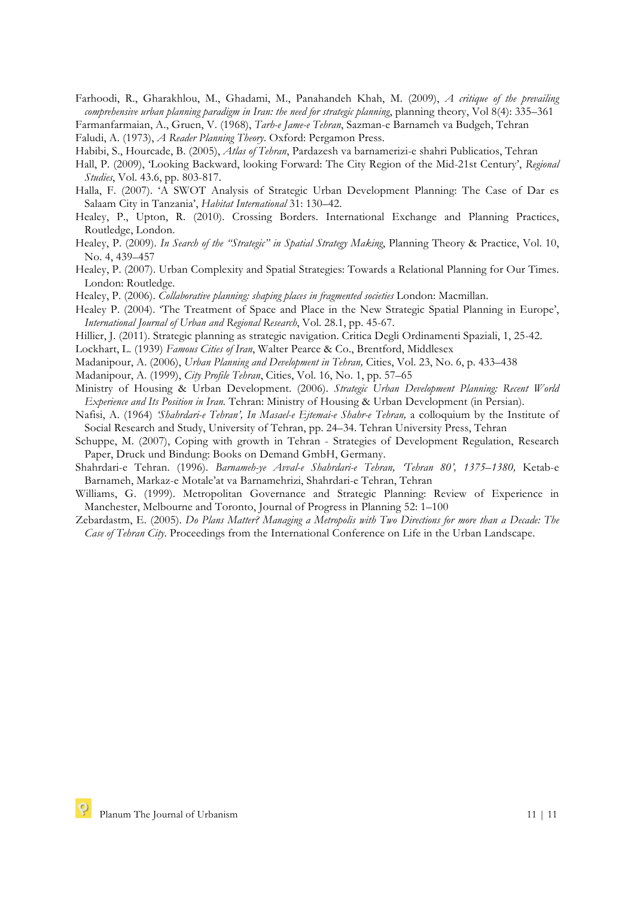Farhoodi, R., Gharakhlou, M., Ghadami, M., Panahandeh Khah, M. (2009), *A critique of the prevailing comprehensive urban planning paradigm in Iran: the need for strategic planning*, planning theory, Vol 8(4): 335–361

Farmanfarmaian, A., Gruen, V. (1968), *Tarh-e Jame-e Tehran*, Sazman-e Barnameh va Budgeh, Tehran

Faludi, A. (1973), *A Reader Planning Theory*. Oxford: Pergamon Press.

Habibi, S., Hourcade, B. (2005), *Atlas of Tehran*, Pardazesh va barnamerizi-e shahri Publicatios, Tehran

Hall, P. (2009), 'Looking Backward, looking Forward: The City Region of the Mid-21st Century', *Regional Studies*, Vol. 43.6, pp. 803-817.

Halla, F. (2007). 'A SWOT Analysis of Strategic Urban Development Planning: The Case of Dar es Salaam City in Tanzania', *Habitat International* 31: 130–42.

Healey, P., Upton, R. (2010). Crossing Borders. International Exchange and Planning Practices, Routledge, London.

Healey, P. (2009). *In Search of the "Strategic" in Spatial Strategy Making*, Planning Theory & Practice, Vol. 10, No. 4, 439–457

Healey, P. (2007). Urban Complexity and Spatial Strategies: Towards a Relational Planning for Our Times. London: Routledge.

Healey, P. (2006). *Collaborative planning: shaping places in fragmented societies* London: Macmillan.

Healey P. (2004). 'The Treatment of Space and Place in the New Strategic Spatial Planning in Europe', *International Journal of Urban and Regional Research*, Vol. 28.1, pp. 45-67.

Hillier, J. (2011). Strategic planning as strategic navigation. Critica Degli Ordinamenti Spaziali, 1, 25-42.

Lockhart, L. (1939) *Famous Cities of Iran*, Walter Pearce & Co., Brentford, Middlesex

Madanipour, A. (2006), *Urban Planning and Development in Tehran,* Cities, Vol. 23, No. 6, p. 433–438

Madanipour, A. (1999), *City Profile Tehran*, Cities, Vol. 16, No. 1, pp. 57–65

Ministry of Housing & Urban Development. (2006). *Strategic Urban Development Planning: Recent World Experience and Its Position in Iran.* Tehran: Ministry of Housing & Urban Development (in Persian).

Nafisi, A. (1964) *'Shahrdari-e Tehran', In Masael-e Ejtemai-e Shahr-e Tehran,* a colloquium by the Institute of Social Research and Study, University of Tehran, pp. 24–34. Tehran University Press, Tehran

Schuppe, M. (2007), Coping with growth in Tehran - Strategies of Development Regulation, Research Paper, Druck und Bindung: Books on Demand GmbH, Germany.

Shahrdari-e Tehran. (1996). *Barnameh-ye Avval-e Shahrdari-e Tehran, 'Tehran 80', 1375–1380,* Ketab-e Barnameh, Markaz-e Motale'at va Barnamehrizi, Shahrdari-e Tehran, Tehran

Williams, G. (1999). Metropolitan Governance and Strategic Planning: Review of Experience in Manchester, Melbourne and Toronto, Journal of Progress in Planning 52: 1–100

Zebardastm, E. (2005). *Do Plans Matter? Managing a Metropolis with Two Directions for more than a Decade: The Case of Tehran City*. Proceedings from the International Conference on Life in the Urban Landscape.